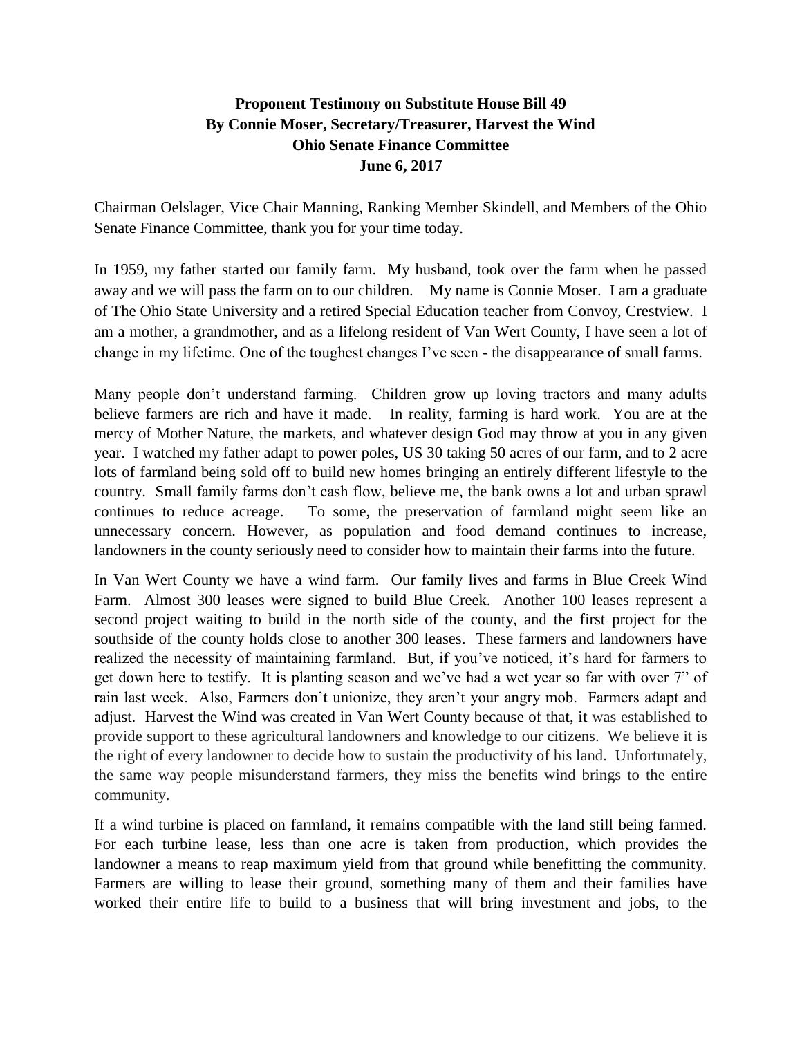**Proponent Testimony on Substitute House Bill 49**
**By Connie Moser, Secretary/Treasurer, Harvest the Wind**
**Ohio Senate Finance Committee**
**June 6, 2017**

Chairman Oelslager, Vice Chair Manning, Ranking Member Skindell, and Members of the Ohio Senate Finance Committee, thank you for your time today.

In 1959, my father started our family farm. My husband, took over the farm when he passed away and we will pass the farm on to our children. My name is Connie Moser. I am a graduate of The Ohio State University and a retired Special Education teacher from Convoy, Crestview. I am a mother, a grandmother, and as a lifelong resident of Van Wert County, I have seen a lot of change in my lifetime. One of the toughest changes I've seen - the disappearance of small farms.

Many people don't understand farming. Children grow up loving tractors and many adults believe farmers are rich and have it made. In reality, farming is hard work. You are at the mercy of Mother Nature, the markets, and whatever design God may throw at you in any given year. I watched my father adapt to power poles, US 30 taking 50 acres of our farm, and to 2 acre lots of farmland being sold off to build new homes bringing an entirely different lifestyle to the country. Small family farms don't cash flow, believe me, the bank owns a lot and urban sprawl continues to reduce acreage. To some, the preservation of farmland might seem like an unnecessary concern. However, as population and food demand continues to increase, landowners in the county seriously need to consider how to maintain their farms into the future.

In Van Wert County we have a wind farm. Our family lives and farms in Blue Creek Wind Farm. Almost 300 leases were signed to build Blue Creek. Another 100 leases represent a second project waiting to build in the north side of the county, and the first project for the southside of the county holds close to another 300 leases. These farmers and landowners have realized the necessity of maintaining farmland. But, if you've noticed, it's hard for farmers to get down here to testify. It is planting season and we've had a wet year so far with over 7" of rain last week. Also, Farmers don't unionize, they aren't your angry mob. Farmers adapt and adjust. Harvest the Wind was created in Van Wert County because of that, it was established to provide support to these agricultural landowners and knowledge to our citizens. We believe it is the right of every landowner to decide how to sustain the productivity of his land. Unfortunately, the same way people misunderstand farmers, they miss the benefits wind brings to the entire community.

If a wind turbine is placed on farmland, it remains compatible with the land still being farmed. For each turbine lease, less than one acre is taken from production, which provides the landowner a means to reap maximum yield from that ground while benefitting the community. Farmers are willing to lease their ground, something many of them and their families have worked their entire life to build to a business that will bring investment and jobs, to the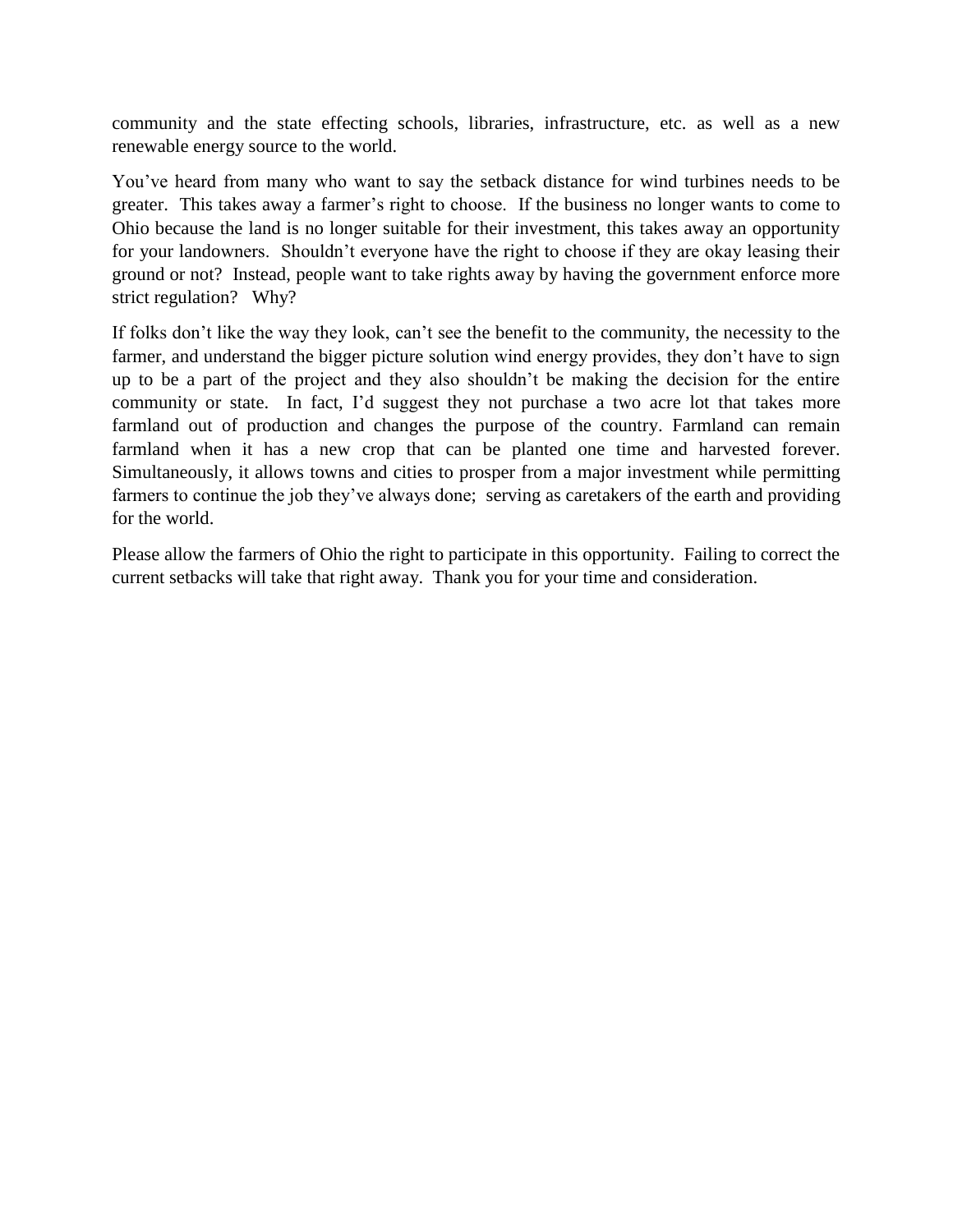community and the state effecting schools, libraries, infrastructure, etc. as well as a new renewable energy source to the world.

You've heard from many who want to say the setback distance for wind turbines needs to be greater. This takes away a farmer's right to choose. If the business no longer wants to come to Ohio because the land is no longer suitable for their investment, this takes away an opportunity for your landowners. Shouldn't everyone have the right to choose if they are okay leasing their ground or not? Instead, people want to take rights away by having the government enforce more strict regulation? Why?

If folks don't like the way they look, can't see the benefit to the community, the necessity to the farmer, and understand the bigger picture solution wind energy provides, they don't have to sign up to be a part of the project and they also shouldn't be making the decision for the entire community or state. In fact, I'd suggest they not purchase a two acre lot that takes more farmland out of production and changes the purpose of the country. Farmland can remain farmland when it has a new crop that can be planted one time and harvested forever. Simultaneously, it allows towns and cities to prosper from a major investment while permitting farmers to continue the job they've always done; serving as caretakers of the earth and providing for the world.

Please allow the farmers of Ohio the right to participate in this opportunity. Failing to correct the current setbacks will take that right away. Thank you for your time and consideration.